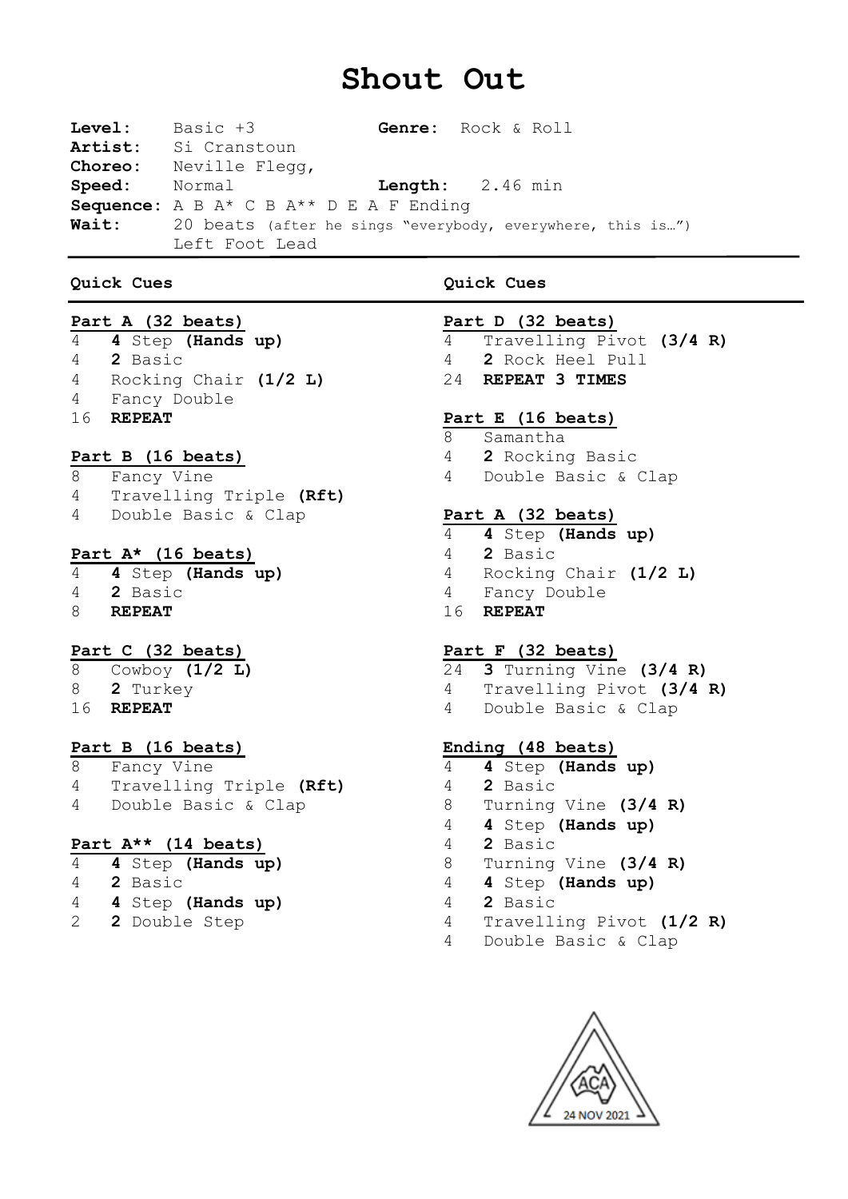# Shout Out

**Level:** Basic +3 **Genre:** Rock & Roll
**Artist:** Si Cranstoun
**Choreo:** Neville Flegg,
**Speed:** Normal **Length:** 2.46 min
**Sequence:** A B A* C B A** D E A F Ending
**Wait:** 20 beats (after he sings "everybody, everywhere, this is…")
Left Foot Lead

---

## Quick Cues

### Part A (32 beats)

| | |
|---|---|
| 4 | **4** Step **(Hands up)** |
| 4 | **2** Basic |
| 4 | Rocking Chair **(1/2 L)** |
| 4 | Fancy Double |
| 16 | **REPEAT** |

### Part B (16 beats)

| | |
|---|---|
| 8 | Fancy Vine |
| 4 | Travelling Triple **(Rft)** |
| 4 | Double Basic & Clap |

### Part A* (16 beats)

| | |
|---|---|
| 4 | **4** Step **(Hands up)** |
| 4 | **2** Basic |
| 8 | **REPEAT** |

### Part C (32 beats)

| | |
|---|---|
| 8 | Cowboy **(1/2 L)** |
| 8 | **2** Turkey |
| 16 | **REPEAT** |

### Part B (16 beats)

| | |
|---|---|
| 8 | Fancy Vine |
| 4 | Travelling Triple **(Rft)** |
| 4 | Double Basic & Clap |

### Part A** (14 beats)

| | |
|---|---|
| 4 | **4** Step **(Hands up)** |
| 4 | **2** Basic |
| 4 | **4** Step **(Hands up)** |
| 2 | **2** Double Step |

## Quick Cues

### Part D (32 beats)

| | |
|---|---|
| 4 | Travelling Pivot **(3/4 R)** |
| 4 | **2** Rock Heel Pull |
| 24 | **REPEAT 3 TIMES** |

### Part E (16 beats)

| | |
|---|---|
| 8 | Samantha |
| 4 | **2** Rocking Basic |
| 4 | Double Basic & Clap |

### Part A (32 beats)

| | |
|---|---|
| 4 | **4** Step **(Hands up)** |
| 4 | **2** Basic |
| 4 | Rocking Chair **(1/2 L)** |
| 4 | Fancy Double |
| 16 | **REPEAT** |

### Part F (32 beats)

| | |
|---|---|
| 24 | **3** Turning Vine **(3/4 R)** |
| 4 | Travelling Pivot **(3/4 R)** |
| 4 | Double Basic & Clap |

### Ending (48 beats)

| | |
|---|---|
| 4 | **4** Step **(Hands up)** |
| 4 | **2** Basic |
| 8 | Turning Vine **(3/4 R)** |
| 4 | **4** Step **(Hands up)** |
| 4 | **2** Basic |
| 8 | Turning Vine **(3/4 R)** |
| 4 | **4** Step **(Hands up)** |
| 4 | **2** Basic |
| 4 | Travelling Pivot **(1/2 R)** |
| 4 | Double Basic & Clap |

ACA 24 NOV 2021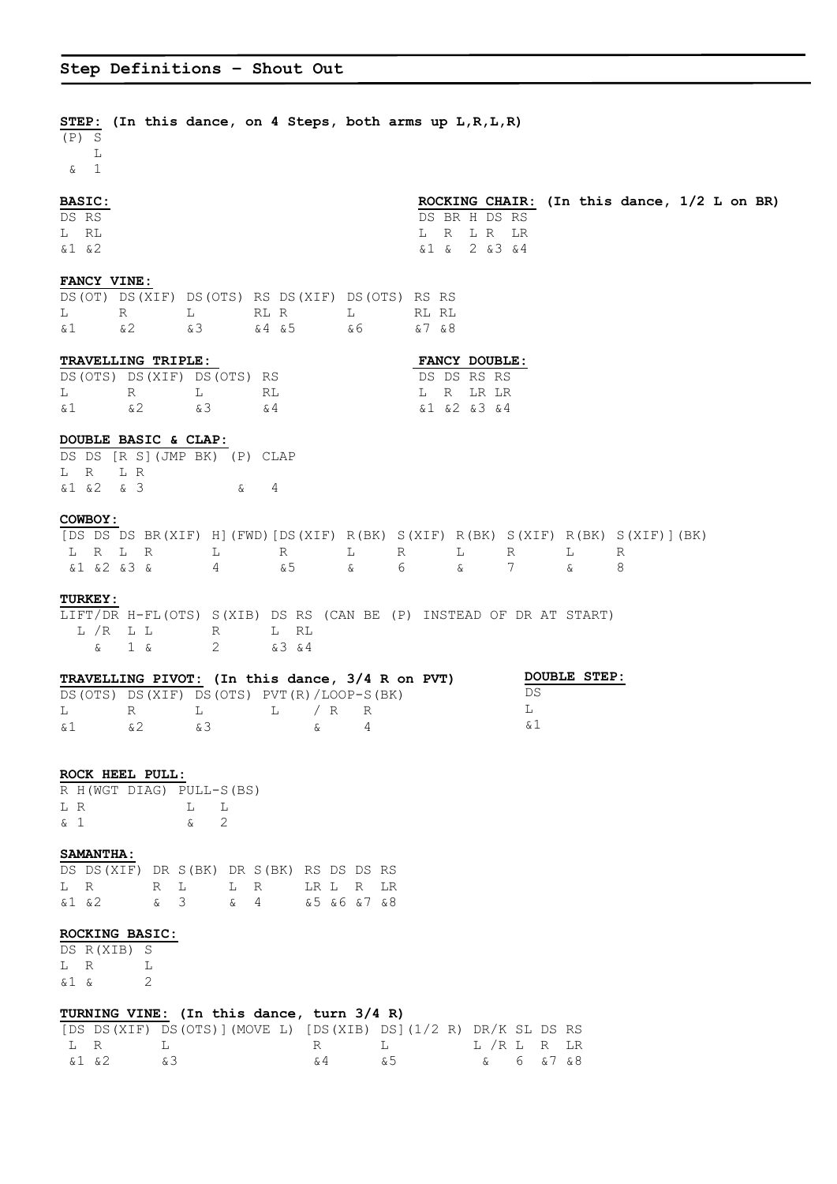## Step Definitions – Shout Out

**STEP: (In this dance, on 4 Steps, both arms up L,R,L,R)**

```
(P) S
    L
 &  1
```

**BASIC:**

```
DS RS
L  RL
&1 &2
```

**ROCKING CHAIR: (In this dance, 1/2 L on BR)**

```
DS BR H DS RS
L  R  L R  LR
&1 &  2 &3 &4
```

**FANCY VINE:**

```
DS(OT) DS(XIF) DS(OTS) RS DS(XIF) DS(OTS) RS RS
L      R       L       RL R       L       RL RL
&1     &2      &3      &4 &5      &6      &7 &8
```

**TRAVELLING TRIPLE:**

```
DS(OTS) DS(XIF) DS(OTS) RS
L       R       L       RL
&1      &2      &3      &4
```

**FANCY DOUBLE:**

```
DS DS RS RS
L  R  LR LR
&1 &2 &3 &4
```

**DOUBLE BASIC & CLAP:**

```
DS DS [R S](JMP BK) (P) CLAP
L  R   L R
&1 &2  & 3           &   4
```

**COWBOY:**

```
[DS DS DS BR(XIF) H](FWD)[DS(XIF) R(BK) S(XIF) R(BK) S(XIF) R(BK) S(XIF)](BK)
 L  R  L  R       L        R      L     R      L     R      L     R
 &1 &2 &3 &       4        &5     &     6      &     7      &     8
```

**TURKEY:**

```
LIFT/DR H-FL(OTS) S(XIB) DS RS (CAN BE (P) INSTEAD OF DR AT START)
  L /R  L L       R      L  RL
    &   1 &       2      &3 &4
```

**TRAVELLING PIVOT: (In this dance, 3/4 R on PVT)**

```
DS(OTS) DS(XIF) DS(OTS) PVT(R)/LOOP-S(BK)
L       R       L       L    / R    R
&1      &2      &3             &    4
```

**DOUBLE STEP:**

```
DS
L
&1
```

**ROCK HEEL PULL:**

```
R H(WGT DIAG) PULL-S(BS)
L R           L    L
& 1           &    2
```

**SAMANTHA:**

```
DS DS(XIF) DR S(BK) DR S(BK) RS DS DS RS
L  R       R  L     L  R     LR L  R  LR
&1 &2      &  3     &  4     &5 &6 &7 &8
```

**ROCKING BASIC:**

```
DS R(XIB) S
L  R      L
&1 &      2
```

**TURNING VINE: (In this dance, turn 3/4 R)**

```
[DS DS(XIF) DS(OTS)](MOVE L) [DS(XIB) DS](1/2 R) DR/K SL DS RS
 L  R       L                 R       L          L /R L  R  LR
 &1 &2      &3                &4      &5           &  6  &7 &8
```